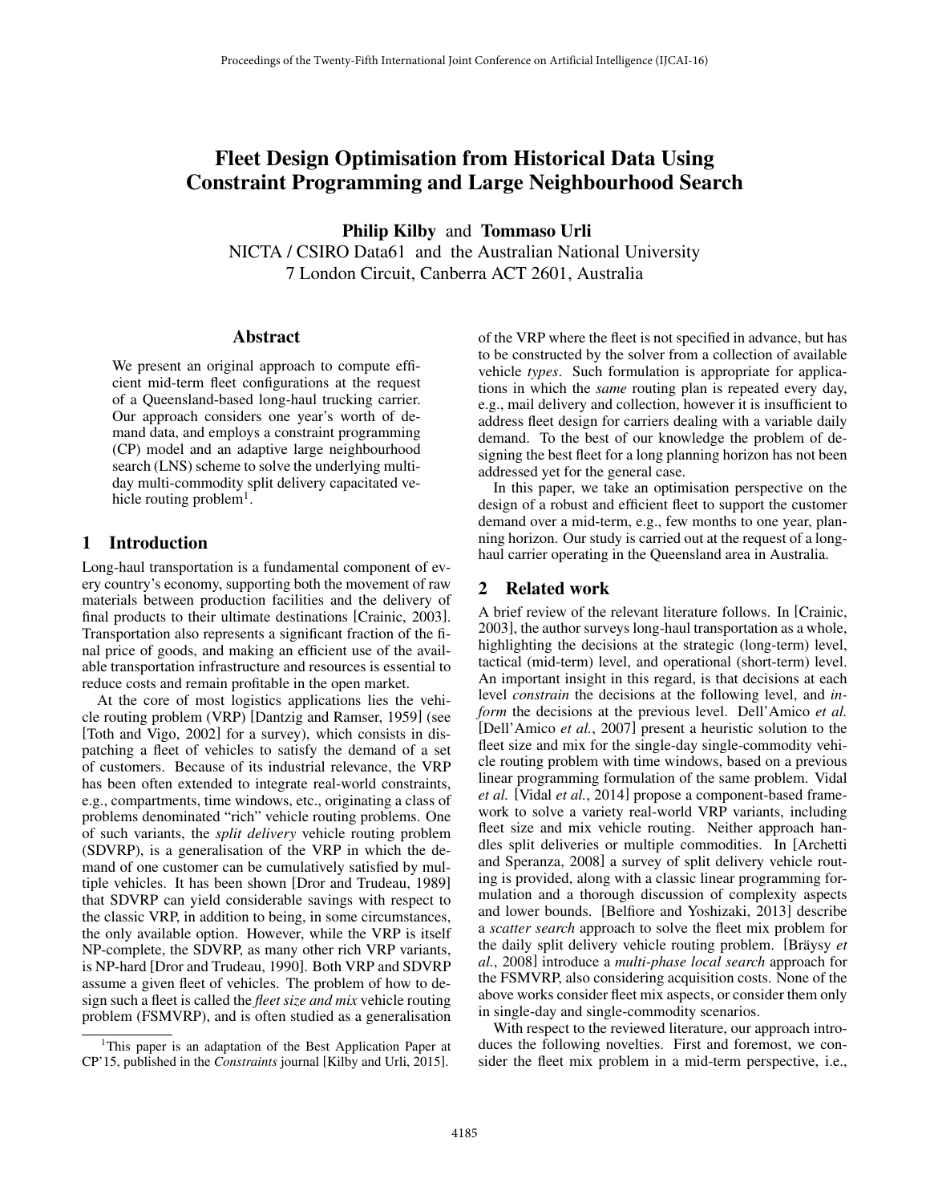# Fleet Design Optimisation from Historical Data Using Constraint Programming and Large Neighbourhood Search

**Philip Kilby** and **Tommaso Urli**
NICTA / CSIRO Data61 and the Australian National University
7 London Circuit, Canberra ACT 2601, Australia

## Abstract

We present an original approach to compute efficient mid-term fleet configurations at the request of a Queensland-based long-haul trucking carrier. Our approach considers one year's worth of demand data, and employs a constraint programming (CP) model and an adaptive large neighbourhood search (LNS) scheme to solve the underlying multi-day multi-commodity split delivery capacitated vehicle routing problem[1].

## 1 Introduction

Long-haul transportation is a fundamental component of every country's economy, supporting both the movement of raw materials between production facilities and the delivery of final products to their ultimate destinations [Crainic, 2003]. Transportation also represents a significant fraction of the final price of goods, and making an efficient use of the available transportation infrastructure and resources is essential to reduce costs and remain profitable in the open market.

At the core of most logistics applications lies the vehicle routing problem (VRP) [Dantzig and Ramser, 1959] (see [Toth and Vigo, 2002] for a survey), which consists in dispatching a fleet of vehicles to satisfy the demand of a set of customers. Because of its industrial relevance, the VRP has been often extended to integrate real-world constraints, e.g., compartments, time windows, etc., originating a class of problems denominated "rich" vehicle routing problems. One of such variants, the *split delivery* vehicle routing problem (SDVRP), is a generalisation of the VRP in which the demand of one customer can be cumulatively satisfied by multiple vehicles. It has been shown [Dror and Trudeau, 1989] that SDVRP can yield considerable savings with respect to the classic VRP, in addition to being, in some circumstances, the only available option. However, while the VRP is itself NP-complete, the SDVRP, as many other rich VRP variants, is NP-hard [Dror and Trudeau, 1990]. Both VRP and SDVRP assume a given fleet of vehicles. The problem of how to design such a fleet is called the *fleet size and mix* vehicle routing problem (FSMVRP), and is often studied as a generalisation of the VRP where the fleet is not specified in advance, but has to be constructed by the solver from a collection of available vehicle *types*. Such formulation is appropriate for applications in which the *same* routing plan is repeated every day, e.g., mail delivery and collection, however it is insufficient to address fleet design for carriers dealing with a variable daily demand. To the best of our knowledge the problem of designing the best fleet for a long planning horizon has not been addressed yet for the general case.

In this paper, we take an optimisation perspective on the design of a robust and efficient fleet to support the customer demand over a mid-term, e.g., few months to one year, planning horizon. Our study is carried out at the request of a long-haul carrier operating in the Queensland area in Australia.

## 2 Related work

A brief review of the relevant literature follows. In [Crainic, 2003], the author surveys long-haul transportation as a whole, highlighting the decisions at the strategic (long-term) level, tactical (mid-term) level, and operational (short-term) level. An important insight in this regard, is that decisions at each level *constrain* the decisions at the following level, and *inform* the decisions at the previous level. Dell'Amico *et al.* [Dell'Amico *et al.*, 2007] present a heuristic solution to the fleet size and mix for the single-day single-commodity vehicle routing problem with time windows, based on a previous linear programming formulation of the same problem. Vidal *et al.* [Vidal *et al.*, 2014] propose a component-based framework to solve a variety real-world VRP variants, including fleet size and mix vehicle routing. Neither approach handles split deliveries or multiple commodities. In [Archetti and Speranza, 2008] a survey of split delivery vehicle routing is provided, along with a classic linear programming formulation and a thorough discussion of complexity aspects and lower bounds. [Belfiore and Yoshizaki, 2013] describe a *scatter search* approach to solve the fleet mix problem for the daily split delivery vehicle routing problem. [Bräysy *et al.*, 2008] introduce a *multi-phase local search* approach for the FSMVRP, also considering acquisition costs. None of the above works consider fleet mix aspects, or consider them only in single-day and single-commodity scenarios.

With respect to the reviewed literature, our approach introduces the following novelties. First and foremost, we consider the fleet mix problem in a mid-term perspective, i.e.,

[1] This paper is an adaptation of the Best Application Paper at CP'15, published in the *Constraints* journal [Kilby and Urli, 2015].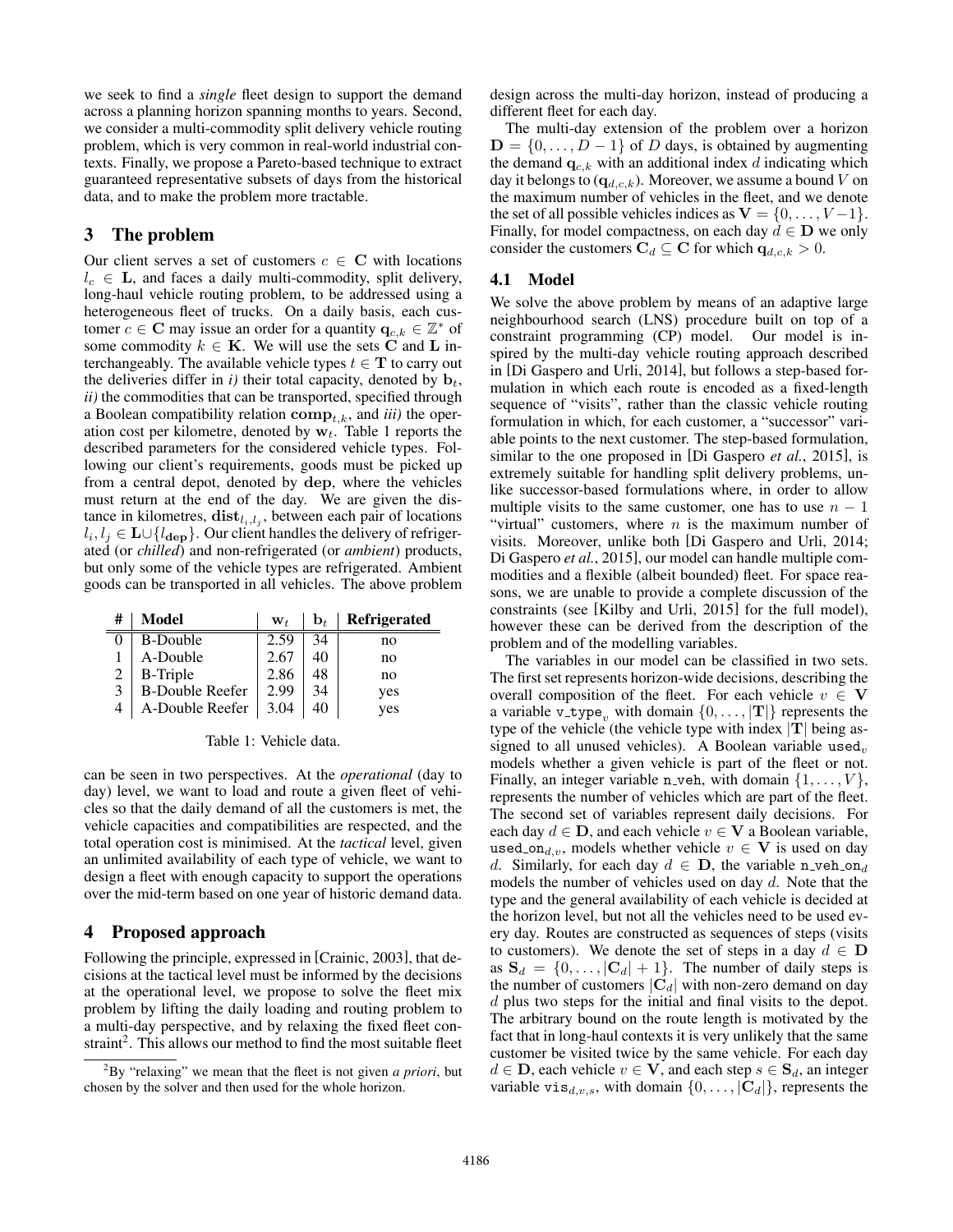we seek to find a *single* fleet design to support the demand across a planning horizon spanning months to years. Second, we consider a multi-commodity split delivery vehicle routing problem, which is very common in real-world industrial contexts. Finally, we propose a Pareto-based technique to extract guaranteed representative subsets of days from the historical data, and to make the problem more tractable.

## 3 The problem

Our client serves a set of customers $c \in \mathbf{C}$ with locations $l_c \in \mathbf{L}$, and faces a daily multi-commodity, split delivery, long-haul vehicle routing problem, to be addressed using a heterogeneous fleet of trucks. On a daily basis, each customer $c \in \mathbf{C}$ may issue an order for a quantity $\mathbf{q}_{c,k} \in \mathbb{Z}^*$ of some commodity $k \in \mathbf{K}$. We will use the sets $\mathbf{C}$ and $\mathbf{L}$ interchangeably. The available vehicle types $t \in \mathbf{T}$ to carry out the deliveries differ in *i)* their total capacity, denoted by $\mathbf{b}_t$, *ii)* the commodities that can be transported, specified through a Boolean compatibility relation $\mathbf{comp}_{t,k}$, and *iii)* the operation cost per kilometre, denoted by $\mathbf{w}_t$. Table 1 reports the described parameters for the considered vehicle types. Following our client's requirements, goods must be picked up from a central depot, denoted by $\mathbf{dep}$, where the vehicles must return at the end of the day. We are given the distance in kilometres, $\mathbf{dist}_{l_i,l_j}$, between each pair of locations $l_i, l_j \in \mathbf{L} \cup \{l_{\mathbf{dep}}\}$. Our client handles the delivery of refrigerated (or *chilled*) and non-refrigerated (or *ambient*) products, but only some of the vehicle types are refrigerated. Ambient goods can be transported in all vehicles. The above problem

| # | Model | $\mathbf{w}_t$ | $\mathbf{b}_t$ | Refrigerated |
|---|---|---|---|---|
| 0 | B-Double | 2.59 | 34 | no |
| 1 | A-Double | 2.67 | 40 | no |
| 2 | B-Triple | 2.86 | 48 | no |
| 3 | B-Double Reefer | 2.99 | 34 | yes |
| 4 | A-Double Reefer | 3.04 | 40 | yes |

Table 1: Vehicle data.

can be seen in two perspectives. At the *operational* (day to day) level, we want to load and route a given fleet of vehicles so that the daily demand of all the customers is met, the vehicle capacities and compatibilities are respected, and the total operation cost is minimised. At the *tactical* level, given an unlimited availability of each type of vehicle, we want to design a fleet with enough capacity to support the operations over the mid-term based on one year of historic demand data.

## 4 Proposed approach

Following the principle, expressed in [Crainic, 2003], that decisions at the tactical level must be informed by the decisions at the operational level, we propose to solve the fleet mix problem by lifting the daily loading and routing problem to a multi-day perspective, and by relaxing the fixed fleet constraint[2]. This allows our method to find the most suitable fleet design across the multi-day horizon, instead of producing a different fleet for each day.

The multi-day extension of the problem over a horizon $\mathbf{D} = \{0, \ldots, D-1\}$ of $D$ days, is obtained by augmenting the demand $\mathbf{q}_{c,k}$ with an additional index $d$ indicating which day it belongs to ($\mathbf{q}_{d,c,k}$). Moreover, we assume a bound $V$ on the maximum number of vehicles in the fleet, and we denote the set of all possible vehicles indices as $\mathbf{V} = \{0, \ldots, V-1\}$. Finally, for model compactness, on each day $d \in \mathbf{D}$ we only consider the customers $\mathbf{C}_d \subseteq \mathbf{C}$ for which $\mathbf{q}_{d,c,k} > 0$.

### 4.1 Model

We solve the above problem by means of an adaptive large neighbourhood search (LNS) procedure built on top of a constraint programming (CP) model. Our model is inspired by the multi-day vehicle routing approach described in [Di Gaspero and Urli, 2014], but follows a step-based formulation in which each route is encoded as a fixed-length sequence of "visits", rather than the classic vehicle routing formulation in which, for each customer, a "successor" variable points to the next customer. The step-based formulation, similar to the one proposed in [Di Gaspero *et al.*, 2015], is extremely suitable for handling split delivery problems, unlike successor-based formulations where, in order to allow multiple visits to the same customer, one has to use $n-1$ "virtual" customers, where $n$ is the maximum number of visits. Moreover, unlike both [Di Gaspero and Urli, 2014; Di Gaspero *et al.*, 2015], our model can handle multiple commodities and a flexible (albeit bounded) fleet. For space reasons, we are unable to provide a complete discussion of the constraints (see [Kilby and Urli, 2015] for the full model), however these can be derived from the description of the problem and of the modelling variables.

The variables in our model can be classified in two sets. The first set represents horizon-wide decisions, describing the overall composition of the fleet. For each vehicle $v \in \mathbf{V}$ a variable $\mathtt{v\_type}_v$ with domain $\{0, \ldots, |\mathbf{T}|\}$ represents the type of the vehicle (the vehicle type with index $|\mathbf{T}|$ being assigned to all unused vehicles). A Boolean variable $\mathtt{used}_v$ models whether a given vehicle is part of the fleet or not. Finally, an integer variable $\mathtt{n\_veh}$, with domain $\{1, \ldots, V\}$, represents the number of vehicles which are part of the fleet. The second set of variables represent daily decisions. For each day $d \in \mathbf{D}$, and each vehicle $v \in \mathbf{V}$ a Boolean variable, $\mathtt{used\_on}_{d,v}$, models whether vehicle $v \in \mathbf{V}$ is used on day $d$. Similarly, for each day $d \in \mathbf{D}$, the variable $\mathtt{n\_veh\_on}_d$ models the number of vehicles used on day $d$. Note that the type and the general availability of each vehicle is decided at the horizon level, but not all the vehicles need to be used every day. Routes are constructed as sequences of steps (visits to customers). We denote the set of steps in a day $d \in \mathbf{D}$ as $\mathbf{S}_d = \{0, \ldots, |\mathbf{C}_d| + 1\}$. The number of daily steps is the number of customers $|\mathbf{C}_d|$ with non-zero demand on day $d$ plus two steps for the initial and final visits to the depot. The arbitrary bound on the route length is motivated by the fact that in long-haul contexts it is very unlikely that the same customer be visited twice by the same vehicle. For each day $d \in \mathbf{D}$, each vehicle $v \in \mathbf{V}$, and each step $s \in \mathbf{S}_d$, an integer variable $\mathtt{vis}_{d,v,s}$, with domain $\{0, \ldots, |\mathbf{C}_d|\}$, represents the

[2] By "relaxing" we mean that the fleet is not given *a priori*, but chosen by the solver and then used for the whole horizon.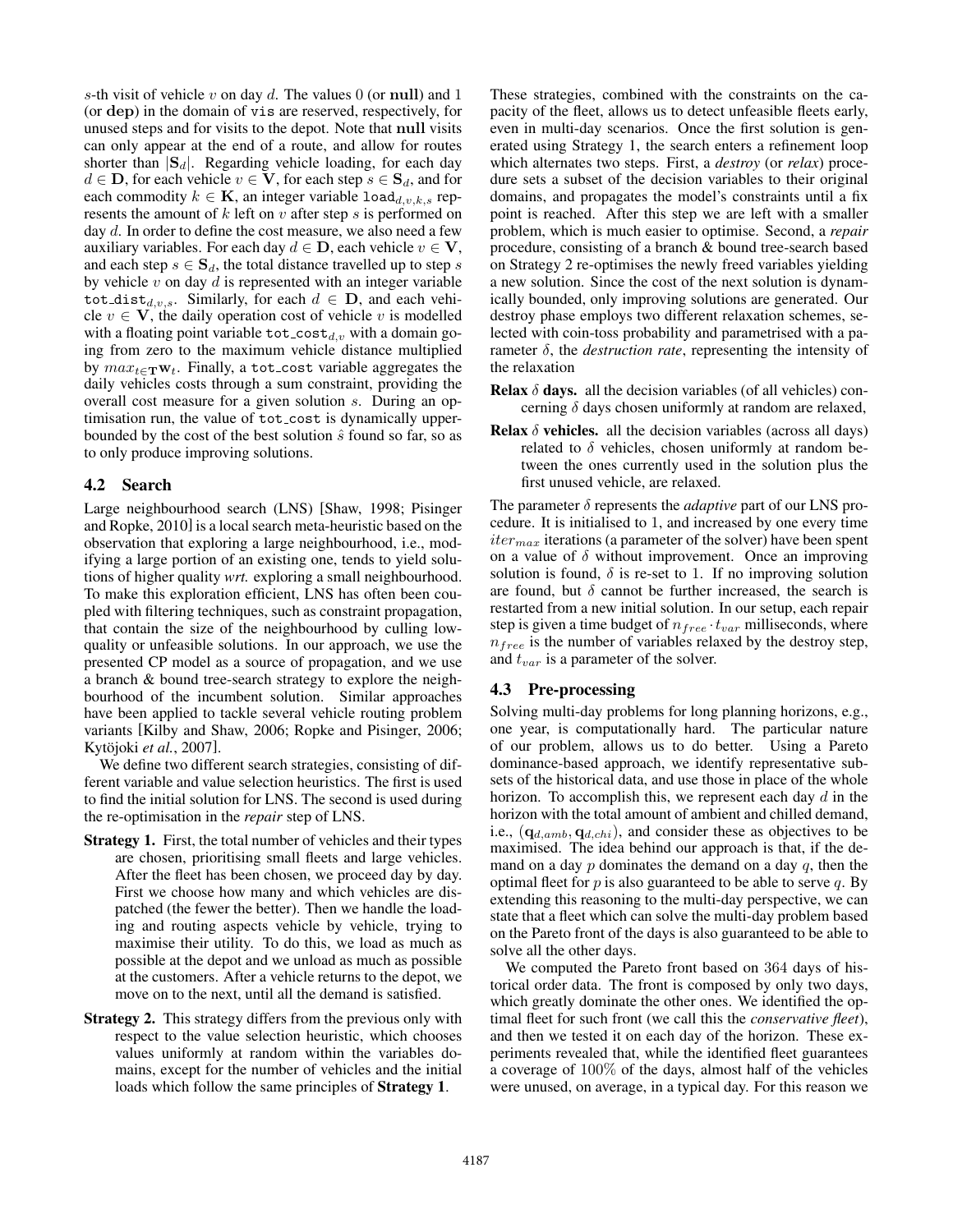$s$-th visit of vehicle $v$ on day $d$. The values 0 (or **null**) and 1 (or **dep**) in the domain of vis are reserved, respectively, for unused steps and for visits to the depot. Note that **null** visits can only appear at the end of a route, and allow for routes shorter than $|\mathbf{S}_d|$. Regarding vehicle loading, for each day $d \in \mathbf{D}$, for each vehicle $v \in \mathbf{V}$, for each step $s \in \mathbf{S}_d$, and for each commodity $k \in \mathbf{K}$, an integer variable $\texttt{load}_{d,v,k,s}$ represents the amount of $k$ left on $v$ after step $s$ is performed on day $d$. In order to define the cost measure, we also need a few auxiliary variables. For each day $d \in \mathbf{D}$, each vehicle $v \in \mathbf{V}$, and each step $s \in \mathbf{S}_d$, the total distance travelled up to step $s$ by vehicle $v$ on day $d$ is represented with an integer variable $\texttt{tot\_dist}_{d,v,s}$. Similarly, for each $d \in \mathbf{D}$, and each vehicle $v \in \mathbf{V}$, the daily operation cost of vehicle $v$ is modelled with a floating point variable $\texttt{tot\_cost}_{d,v}$ with a domain going from zero to the maximum vehicle distance multiplied by $max_{t \in \mathbf{T}} \mathbf{w}_t$. Finally, a tot_cost variable aggregates the daily vehicles costs through a sum constraint, providing the overall cost measure for a given solution $s$. During an optimisation run, the value of tot_cost is dynamically upper-bounded by the cost of the best solution $\hat{s}$ found so far, so as to only produce improving solutions.

## 4.2 Search

Large neighbourhood search (LNS) [Shaw, 1998; Pisinger and Ropke, 2010] is a local search meta-heuristic based on the observation that exploring a large neighbourhood, i.e., modifying a large portion of an existing one, tends to yield solutions of higher quality *wrt.* exploring a small neighbourhood. To make this exploration efficient, LNS has often been coupled with filtering techniques, such as constraint propagation, that contain the size of the neighbourhood by culling low-quality or unfeasible solutions. In our approach, we use the presented CP model as a source of propagation, and we use a branch & bound tree-search strategy to explore the neighbourhood of the incumbent solution. Similar approaches have been applied to tackle several vehicle routing problem variants [Kilby and Shaw, 2006; Ropke and Pisinger, 2006; Kytöjoki *et al.*, 2007].

We define two different search strategies, consisting of different variable and value selection heuristics. The first is used to find the initial solution for LNS. The second is used during the re-optimisation in the *repair* step of LNS.

- **Strategy 1.** First, the total number of vehicles and their types are chosen, prioritising small fleets and large vehicles. After the fleet has been chosen, we proceed day by day. First we choose how many and which vehicles are dispatched (the fewer the better). Then we handle the loading and routing aspects vehicle by vehicle, trying to maximise their utility. To do this, we load as much as possible at the depot and we unload as much as possible at the customers. After a vehicle returns to the depot, we move on to the next, until all the demand is satisfied.
- **Strategy 2.** This strategy differs from the previous only with respect to the value selection heuristic, which chooses values uniformly at random within the variables domains, except for the number of vehicles and the initial loads which follow the same principles of **Strategy 1**.

These strategies, combined with the constraints on the capacity of the fleet, allows us to detect unfeasible fleets early, even in multi-day scenarios. Once the first solution is generated using Strategy 1, the search enters a refinement loop which alternates two steps. First, a *destroy* (or *relax*) procedure sets a subset of the decision variables to their original domains, and propagates the model's constraints until a fix point is reached. After this step we are left with a smaller problem, which is much easier to optimise. Second, a *repair* procedure, consisting of a branch & bound tree-search based on Strategy 2 re-optimises the newly freed variables yielding a new solution. Since the cost of the next solution is dynamically bounded, only improving solutions are generated. Our destroy phase employs two different relaxation schemes, selected with coin-toss probability and parametrised with a parameter $\delta$, the *destruction rate*, representing the intensity of the relaxation

- **Relax $\delta$ days.** all the decision variables (of all vehicles) concerning $\delta$ days chosen uniformly at random are relaxed,
- **Relax $\delta$ vehicles.** all the decision variables (across all days) related to $\delta$ vehicles, chosen uniformly at random between the ones currently used in the solution plus the first unused vehicle, are relaxed.

The parameter $\delta$ represents the *adaptive* part of our LNS procedure. It is initialised to 1, and increased by one every time $iter_{max}$ iterations (a parameter of the solver) have been spent on a value of $\delta$ without improvement. Once an improving solution is found, $\delta$ is re-set to 1. If no improving solution are found, but $\delta$ cannot be further increased, the search is restarted from a new initial solution. In our setup, each repair step is given a time budget of $n_{free} \cdot t_{var}$ milliseconds, where $n_{free}$ is the number of variables relaxed by the destroy step, and $t_{var}$ is a parameter of the solver.

## 4.3 Pre-processing

Solving multi-day problems for long planning horizons, e.g., one year, is computationally hard. The particular nature of our problem, allows us to do better. Using a Pareto dominance-based approach, we identify representative subsets of the historical data, and use those in place of the whole horizon. To accomplish this, we represent each day $d$ in the horizon with the total amount of ambient and chilled demand, i.e., $(\mathbf{q}_{d,amb}, \mathbf{q}_{d,chi})$, and consider these as objectives to be maximised. The idea behind our approach is that, if the demand on a day $p$ dominates the demand on a day $q$, then the optimal fleet for $p$ is also guaranteed to be able to serve $q$. By extending this reasoning to the multi-day perspective, we can state that a fleet which can solve the multi-day problem based on the Pareto front of the days is also guaranteed to be able to solve all the other days.

We computed the Pareto front based on 364 days of historical order data. The front is composed by only two days, which greatly dominate the other ones. We identified the optimal fleet for such front (we call this the *conservative fleet*), and then we tested it on each day of the horizon. These experiments revealed that, while the identified fleet guarantees a coverage of 100% of the days, almost half of the vehicles were unused, on average, in a typical day. For this reason we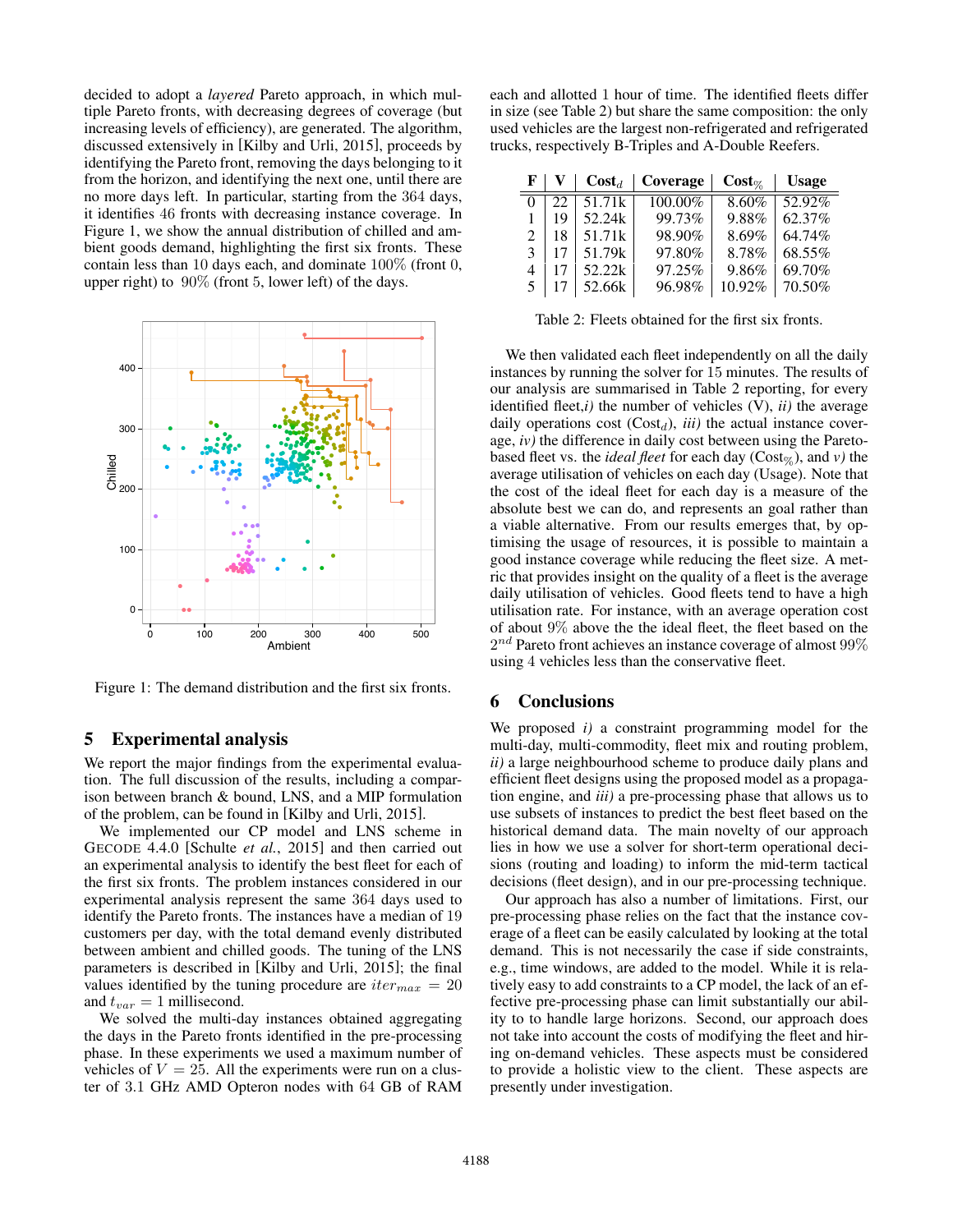decided to adopt a *layered* Pareto approach, in which multiple Pareto fronts, with decreasing degrees of coverage (but increasing levels of efficiency), are generated. The algorithm, discussed extensively in [Kilby and Urli, 2015], proceeds by identifying the Pareto front, removing the days belonging to it from the horizon, and identifying the next one, until there are no more days left. In particular, starting from the 364 days, it identifies 46 fronts with decreasing instance coverage. In Figure 1, we show the annual distribution of chilled and ambient goods demand, highlighting the first six fronts. These contain less than 10 days each, and dominate 100% (front 0, upper right) to 90% (front 5, lower left) of the days.

Figure 1: The demand distribution and the first six fronts.

## 5 Experimental analysis

We report the major findings from the experimental evaluation. The full discussion of the results, including a comparison between branch & bound, LNS, and a MIP formulation of the problem, can be found in [Kilby and Urli, 2015].

We implemented our CP model and LNS scheme in GECODE 4.4.0 [Schulte *et al.*, 2015] and then carried out an experimental analysis to identify the best fleet for each of the first six fronts. The problem instances considered in our experimental analysis represent the same 364 days used to identify the Pareto fronts. The instances have a median of 19 customers per day, with the total demand evenly distributed between ambient and chilled goods. The tuning of the LNS parameters is described in [Kilby and Urli, 2015]; the final values identified by the tuning procedure are $iter_{max} = 20$ and $t_{var} = 1$ millisecond.

We solved the multi-day instances obtained aggregating the days in the Pareto fronts identified in the pre-processing phase. In these experiments we used a maximum number of vehicles of $V = 25$. All the experiments were run on a cluster of 3.1 GHz AMD Opteron nodes with 64 GB of RAM each and allotted 1 hour of time. The identified fleets differ in size (see Table 2) but share the same composition: the only used vehicles are the largest non-refrigerated and refrigerated trucks, respectively B-Triples and A-Double Reefers.

| F | V | Cost$_d$ | Coverage | Cost$_\%$ | Usage |
|---|---|---|---|---|---|
| 0 | 22 | 51.71k | 100.00% | 8.60% | 52.92% |
| 1 | 19 | 52.24k | 99.73% | 9.88% | 62.37% |
| 2 | 18 | 51.71k | 98.90% | 8.69% | 64.74% |
| 3 | 17 | 51.79k | 97.80% | 8.78% | 68.55% |
| 4 | 17 | 52.22k | 97.25% | 9.86% | 69.70% |
| 5 | 17 | 52.66k | 96.98% | 10.92% | 70.50% |

Table 2: Fleets obtained for the first six fronts.

We then validated each fleet independently on all the daily instances by running the solver for 15 minutes. The results of our analysis are summarised in Table 2 reporting, for every identified fleet,*i)* the number of vehicles (V), *ii)* the average daily operations cost (Cost$_d$), *iii)* the actual instance coverage, *iv)* the difference in daily cost between using the Pareto-based fleet vs. the *ideal fleet* for each day (Cost$_\%$), and *v)* the average utilisation of vehicles on each day (Usage). Note that the cost of the ideal fleet for each day is a measure of the absolute best we can do, and represents an goal rather than a viable alternative. From our results emerges that, by optimising the usage of resources, it is possible to maintain a good instance coverage while reducing the fleet size. A metric that provides insight on the quality of a fleet is the average daily utilisation of vehicles. Good fleets tend to have a high utilisation rate. For instance, with an average operation cost of about 9% above the the ideal fleet, the fleet based on the $2^{nd}$ Pareto front achieves an instance coverage of almost 99% using 4 vehicles less than the conservative fleet.

## 6 Conclusions

We proposed *i)* a constraint programming model for the multi-day, multi-commodity, fleet mix and routing problem, *ii)* a large neighbourhood scheme to produce daily plans and efficient fleet designs using the proposed model as a propagation engine, and *iii)* a pre-processing phase that allows us to use subsets of instances to predict the best fleet based on the historical demand data. The main novelty of our approach lies in how we use a solver for short-term operational decisions (routing and loading) to inform the mid-term tactical decisions (fleet design), and in our pre-processing technique.

Our approach has also a number of limitations. First, our pre-processing phase relies on the fact that the instance coverage of a fleet can be easily calculated by looking at the total demand. This is not necessarily the case if side constraints, e.g., time windows, are added to the model. While it is relatively easy to add constraints to a CP model, the lack of an effective pre-processing phase can limit substantially our ability to to handle large horizons. Second, our approach does not take into account the costs of modifying the fleet and hiring on-demand vehicles. These aspects must be considered to provide a holistic view to the client. These aspects are presently under investigation.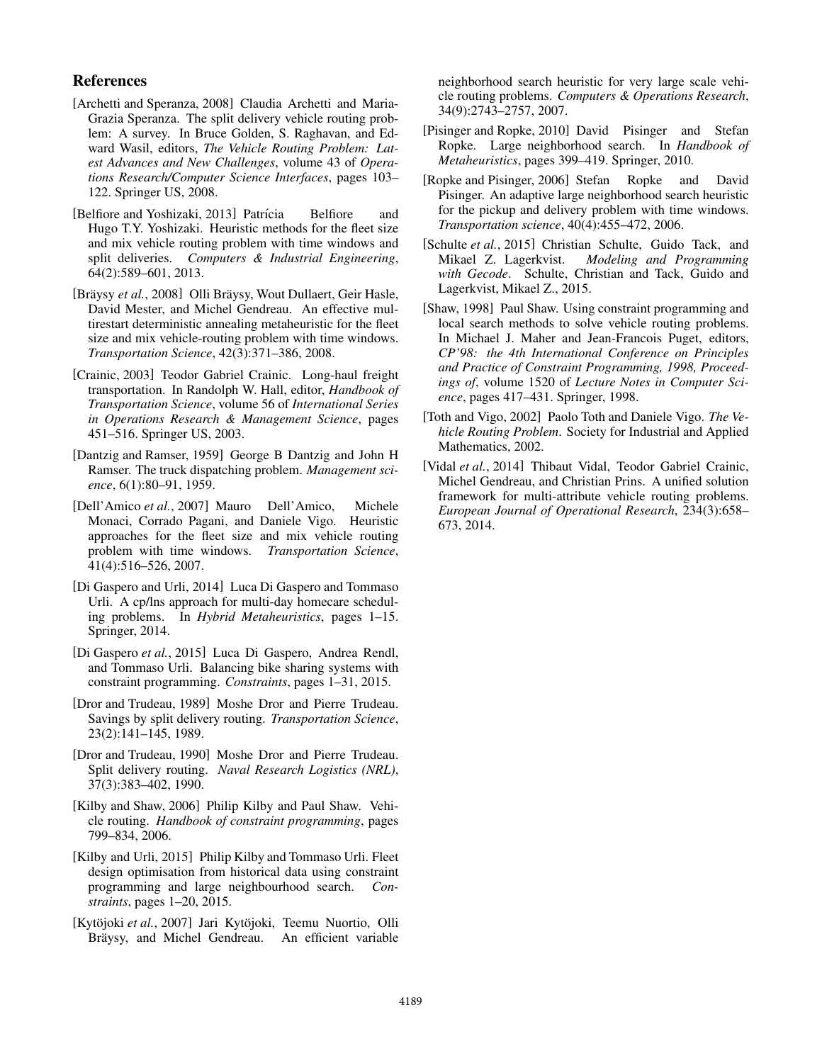## References

[Archetti and Speranza, 2008] Claudia Archetti and Maria-Grazia Speranza. The split delivery vehicle routing problem: A survey. In Bruce Golden, S. Raghavan, and Edward Wasil, editors, *The Vehicle Routing Problem: Latest Advances and New Challenges*, volume 43 of *Operations Research/Computer Science Interfaces*, pages 103–122. Springer US, 2008.

[Belfiore and Yoshizaki, 2013] Patrícia Belfiore and Hugo T.Y. Yoshizaki. Heuristic methods for the fleet size and mix vehicle routing problem with time windows and split deliveries. *Computers & Industrial Engineering*, 64(2):589–601, 2013.

[Bräysy *et al.*, 2008] Olli Bräysy, Wout Dullaert, Geir Hasle, David Mester, and Michel Gendreau. An effective multirestart deterministic annealing metaheuristic for the fleet size and mix vehicle-routing problem with time windows. *Transportation Science*, 42(3):371–386, 2008.

[Crainic, 2003] Teodor Gabriel Crainic. Long-haul freight transportation. In Randolph W. Hall, editor, *Handbook of Transportation Science*, volume 56 of *International Series in Operations Research & Management Science*, pages 451–516. Springer US, 2003.

[Dantzig and Ramser, 1959] George B Dantzig and John H Ramser. The truck dispatching problem. *Management science*, 6(1):80–91, 1959.

[Dell'Amico *et al.*, 2007] Mauro Dell'Amico, Michele Monaci, Corrado Pagani, and Daniele Vigo. Heuristic approaches for the fleet size and mix vehicle routing problem with time windows. *Transportation Science*, 41(4):516–526, 2007.

[Di Gaspero and Urli, 2014] Luca Di Gaspero and Tommaso Urli. A cp/lns approach for multi-day homecare scheduling problems. In *Hybrid Metaheuristics*, pages 1–15. Springer, 2014.

[Di Gaspero *et al.*, 2015] Luca Di Gaspero, Andrea Rendl, and Tommaso Urli. Balancing bike sharing systems with constraint programming. *Constraints*, pages 1–31, 2015.

[Dror and Trudeau, 1989] Moshe Dror and Pierre Trudeau. Savings by split delivery routing. *Transportation Science*, 23(2):141–145, 1989.

[Dror and Trudeau, 1990] Moshe Dror and Pierre Trudeau. Split delivery routing. *Naval Research Logistics (NRL)*, 37(3):383–402, 1990.

[Kilby and Shaw, 2006] Philip Kilby and Paul Shaw. Vehicle routing. *Handbook of constraint programming*, pages 799–834, 2006.

[Kilby and Urli, 2015] Philip Kilby and Tommaso Urli. Fleet design optimisation from historical data using constraint programming and large neighbourhood search. *Constraints*, pages 1–20, 2015.

[Kytöjoki *et al.*, 2007] Jari Kytöjoki, Teemu Nuortio, Olli Bräysy, and Michel Gendreau. An efficient variable neighborhood search heuristic for very large scale vehicle routing problems. *Computers & Operations Research*, 34(9):2743–2757, 2007.

[Pisinger and Ropke, 2010] David Pisinger and Stefan Ropke. Large neighborhood search. In *Handbook of Metaheuristics*, pages 399–419. Springer, 2010.

[Ropke and Pisinger, 2006] Stefan Ropke and David Pisinger. An adaptive large neighborhood search heuristic for the pickup and delivery problem with time windows. *Transportation science*, 40(4):455–472, 2006.

[Schulte *et al.*, 2015] Christian Schulte, Guido Tack, and Mikael Z. Lagerkvist. *Modeling and Programming with Gecode*. Schulte, Christian and Tack, Guido and Lagerkvist, Mikael Z., 2015.

[Shaw, 1998] Paul Shaw. Using constraint programming and local search methods to solve vehicle routing problems. In Michael J. Maher and Jean-Francois Puget, editors, *CP'98: the 4th International Conference on Principles and Practice of Constraint Programming, 1998, Proceedings of*, volume 1520 of *Lecture Notes in Computer Science*, pages 417–431. Springer, 1998.

[Toth and Vigo, 2002] Paolo Toth and Daniele Vigo. *The Vehicle Routing Problem*. Society for Industrial and Applied Mathematics, 2002.

[Vidal *et al.*, 2014] Thibaut Vidal, Teodor Gabriel Crainic, Michel Gendreau, and Christian Prins. A unified solution framework for multi-attribute vehicle routing problems. *European Journal of Operational Research*, 234(3):658–673, 2014.